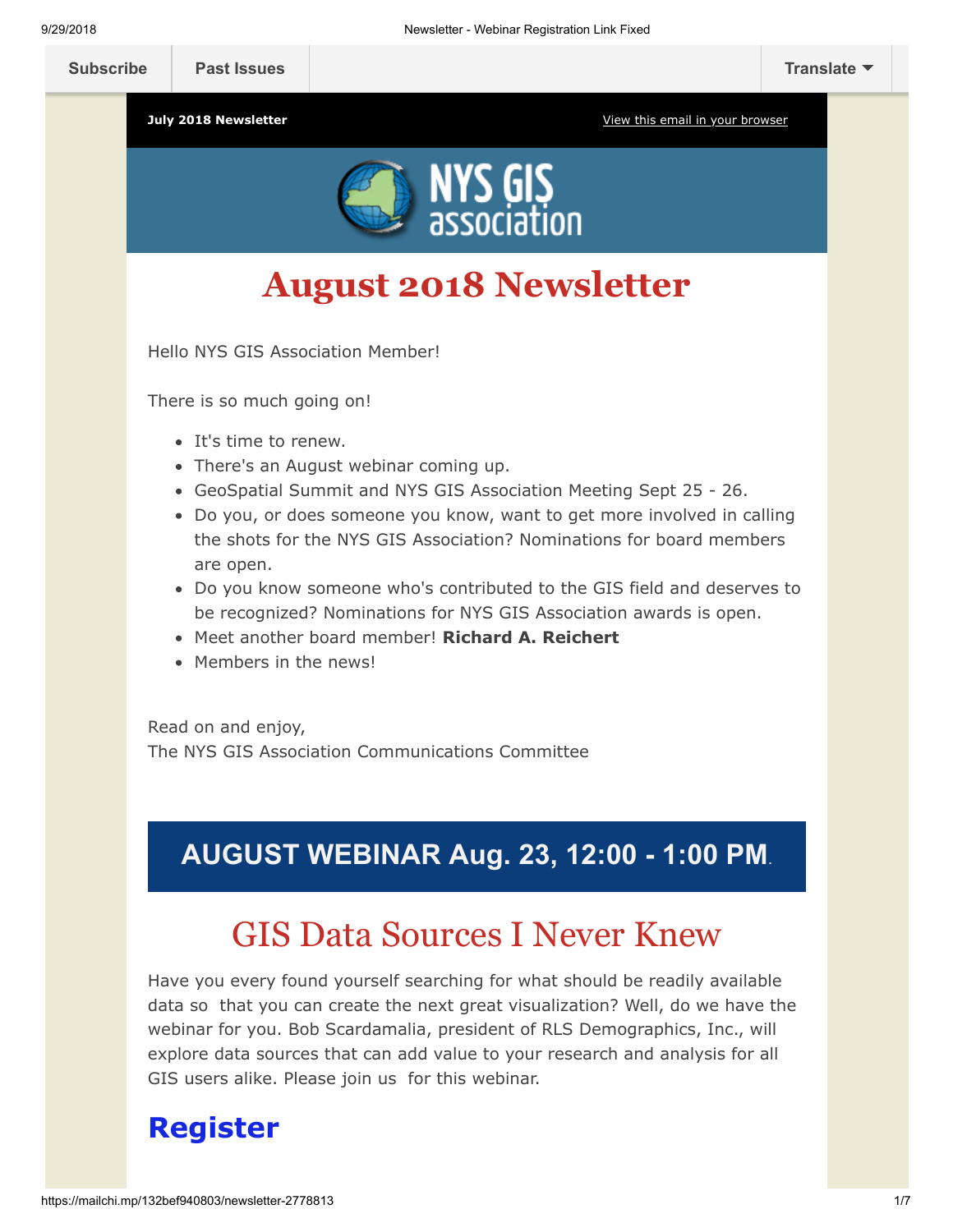Subscribe | Past Issues | Translate

**July 2018 Newsletter** | View this email in your browser

NYS GIS association

# August 2018 Newsletter

Hello NYS GIS Association Member!

There is so much going on!

- It's time to renew.
- There's an August webinar coming up.
- GeoSpatial Summit and NYS GIS Association Meeting Sept 25 - 26.
- Do you, or does someone you know, want to get more involved in calling the shots for the NYS GIS Association? Nominations for board members are open.
- Do you know someone who's contributed to the GIS field and deserves to be recognized? Nominations for NYS GIS Association awards is open.
- Meet another board member! **Richard A. Reichert**
- Members in the news!

Read on and enjoy,
The NYS GIS Association Communications Committee

## AUGUST WEBINAR Aug. 23, 12:00 - 1:00 PM.

## GIS Data Sources I Never Knew

Have you every found yourself searching for what should be readily available data so that you can create the next great visualization? Well, do we have the webinar for you. Bob Scardamalia, president of RLS Demographics, Inc., will explore data sources that can add value to your research and analysis for all GIS users alike. Please join us for this webinar.

## Register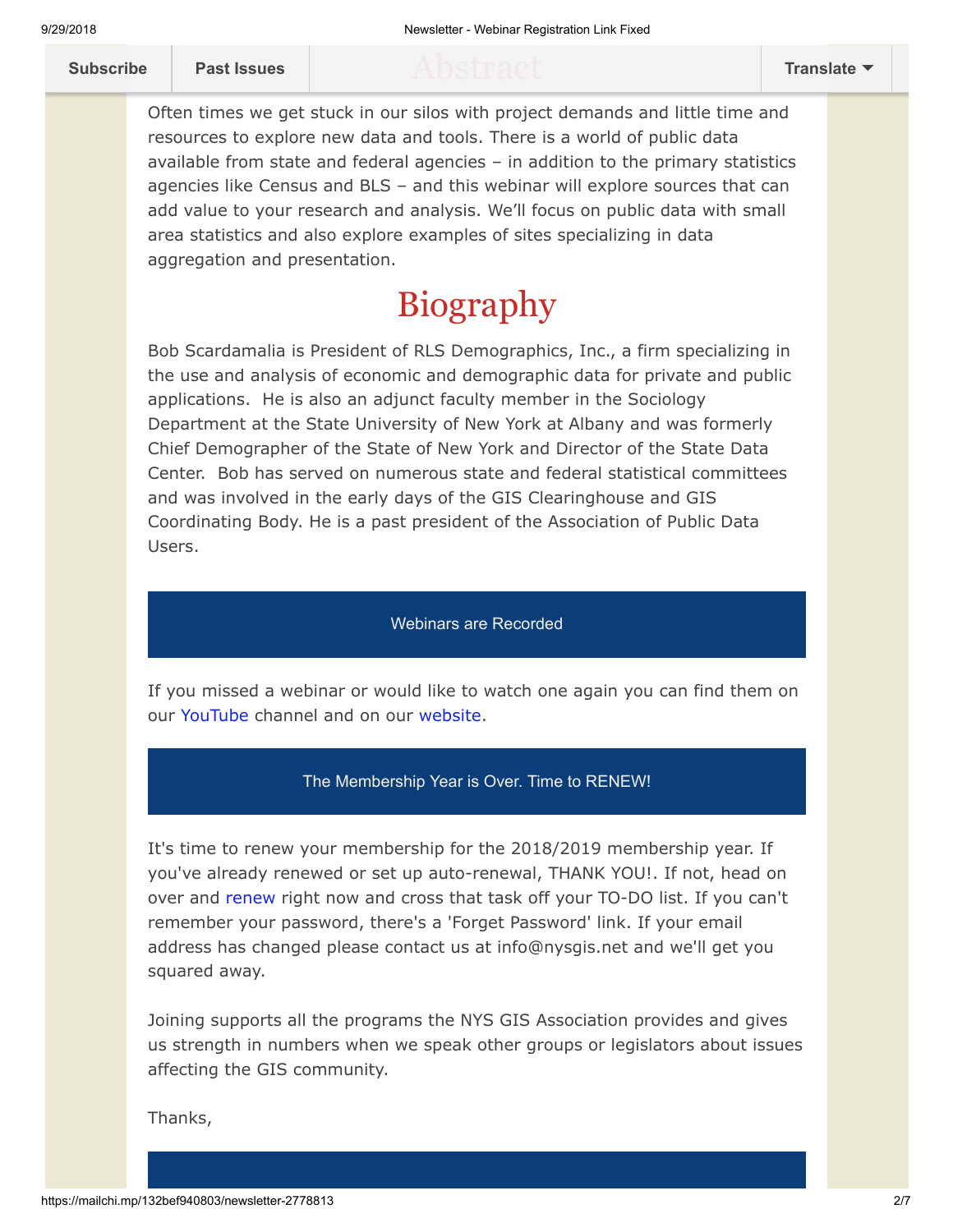## Abstract

Often times we get stuck in our silos with project demands and little time and resources to explore new data and tools. There is a world of public data available from state and federal agencies – in addition to the primary statistics agencies like Census and BLS – and this webinar will explore sources that can add value to your research and analysis. We'll focus on public data with small area statistics and also explore examples of sites specializing in data aggregation and presentation.

## Biography

Bob Scardamalia is President of RLS Demographics, Inc., a firm specializing in the use and analysis of economic and demographic data for private and public applications. He is also an adjunct faculty member in the Sociology Department at the State University of New York at Albany and was formerly Chief Demographer of the State of New York and Director of the State Data Center. Bob has served on numerous state and federal statistical committees and was involved in the early days of the GIS Clearinghouse and GIS Coordinating Body. He is a past president of the Association of Public Data Users.

### Webinars are Recorded

If you missed a webinar or would like to watch one again you can find them on our YouTube channel and on our website.

### The Membership Year is Over. Time to RENEW!

It's time to renew your membership for the 2018/2019 membership year. If you've already renewed or set up auto-renewal, THANK YOU!. If not, head on over and renew right now and cross that task off your TO-DO list. If you can't remember your password, there's a 'Forget Password' link. If your email address has changed please contact us at info@nysgis.net and we'll get you squared away.

Joining supports all the programs the NYS GIS Association provides and gives us strength in numbers when we speak other groups or legislators about issues affecting the GIS community.

Thanks,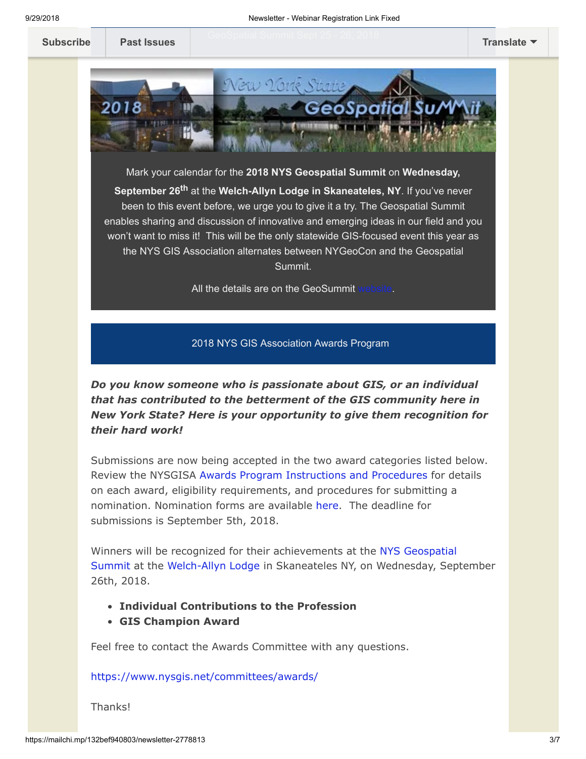Subscribe | Past Issues | Translate

Mark your calendar for the **2018 NYS Geospatial Summit** on **Wednesday, September 26th** at the **Welch-Allyn Lodge in Skaneateles, NY**. If you've never been to this event before, we urge you to give it a try. The Geospatial Summit enables sharing and discussion of innovative and emerging ideas in our field and you won't want to miss it! This will be the only statewide GIS-focused event this year as the NYS GIS Association alternates between NYGeoCon and the Geospatial Summit.

All the details are on the GeoSummit website.

## 2018 NYS GIS Association Awards Program

***Do you know someone who is passionate about GIS, or an individual that has contributed to the betterment of the GIS community here in New York State? Here is your opportunity to give them recognition for their hard work!***

Submissions are now being accepted in the two award categories listed below. Review the NYSGISA Awards Program Instructions and Procedures for details on each award, eligibility requirements, and procedures for submitting a nomination. Nomination forms are available here. The deadline for submissions is September 5th, 2018.

Winners will be recognized for their achievements at the NYS Geospatial Summit at the Welch-Allyn Lodge in Skaneateles NY, on Wednesday, September 26th, 2018.

- **Individual Contributions to the Profession**
- **GIS Champion Award**

Feel free to contact the Awards Committee with any questions.

https://www.nysgis.net/committees/awards/

Thanks!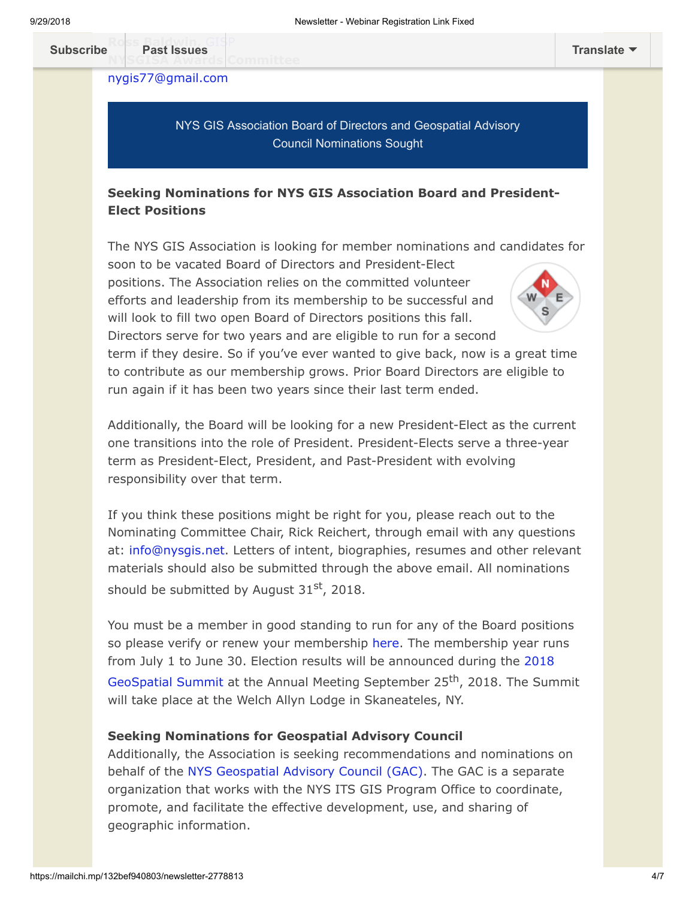nygis77@gmail.com

## NYS GIS Association Board of Directors and Geospatial Advisory Council Nominations Sought

### Seeking Nominations for NYS GIS Association Board and President-Elect Positions

The NYS GIS Association is looking for member nominations and candidates for soon to be vacated Board of Directors and President-Elect positions. The Association relies on the committed volunteer efforts and leadership from its membership to be successful and will look to fill two open Board of Directors positions this fall. Directors serve for two years and are eligible to run for a second term if they desire. So if you've ever wanted to give back, now is a great time to contribute as our membership grows. Prior Board Directors are eligible to run again if it has been two years since their last term ended.

Additionally, the Board will be looking for a new President-Elect as the current one transitions into the role of President. President-Elects serve a three-year term as President-Elect, President, and Past-President with evolving responsibility over that term.

If you think these positions might be right for you, please reach out to the Nominating Committee Chair, Rick Reichert, through email with any questions at: info@nysgis.net. Letters of intent, biographies, resumes and other relevant materials should also be submitted through the above email. All nominations should be submitted by August 31st, 2018.

You must be a member in good standing to run for any of the Board positions so please verify or renew your membership here. The membership year runs from July 1 to June 30. Election results will be announced during the 2018 GeoSpatial Summit at the Annual Meeting September 25th, 2018. The Summit will take place at the Welch Allyn Lodge in Skaneateles, NY.

### Seeking Nominations for Geospatial Advisory Council

Additionally, the Association is seeking recommendations and nominations on behalf of the NYS Geospatial Advisory Council (GAC). The GAC is a separate organization that works with the NYS ITS GIS Program Office to coordinate, promote, and facilitate the effective development, use, and sharing of geographic information.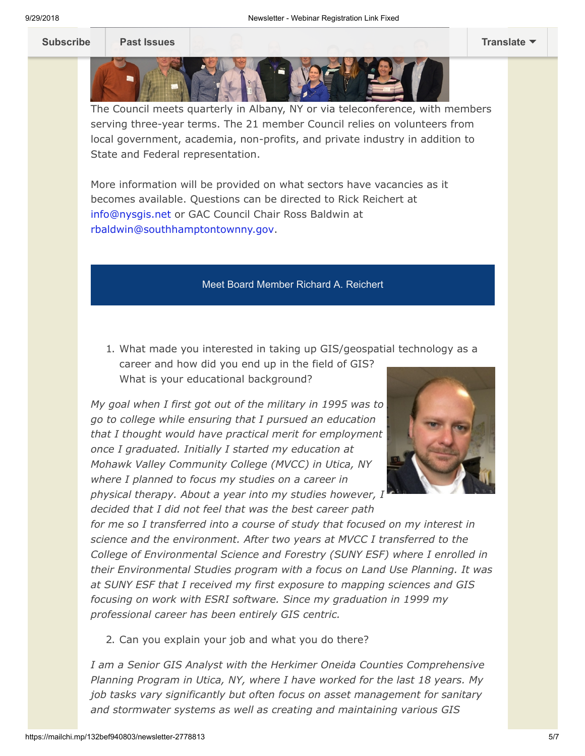The Council meets quarterly in Albany, NY or via teleconference, with members serving three-year terms. The 21 member Council relies on volunteers from local government, academia, non-profits, and private industry in addition to State and Federal representation.

More information will be provided on what sectors have vacancies as it becomes available. Questions can be directed to Rick Reichert at info@nysgis.net or GAC Council Chair Ross Baldwin at rbaldwin@southhamptontownny.gov.

## Meet Board Member Richard A. Reichert

1. What made you interested in taking up GIS/geospatial technology as a career and how did you end up in the field of GIS? What is your educational background?

*My goal when I first got out of the military in 1995 was to go to college while ensuring that I pursued an education that I thought would have practical merit for employment once I graduated. Initially I started my education at Mohawk Valley Community College (MVCC) in Utica, NY where I planned to focus my studies on a career in physical therapy. About a year into my studies however, I decided that I did not feel that was the best career path for me so I transferred into a course of study that focused on my interest in science and the environment. After two years at MVCC I transferred to the College of Environmental Science and Forestry (SUNY ESF) where I enrolled in their Environmental Studies program with a focus on Land Use Planning. It was at SUNY ESF that I received my first exposure to mapping sciences and GIS focusing on work with ESRI software. Since my graduation in 1999 my professional career has been entirely GIS centric.*

2. Can you explain your job and what you do there?

*I am a Senior GIS Analyst with the Herkimer Oneida Counties Comprehensive Planning Program in Utica, NY, where I have worked for the last 18 years. My job tasks vary significantly but often focus on asset management for sanitary and stormwater systems as well as creating and maintaining various GIS*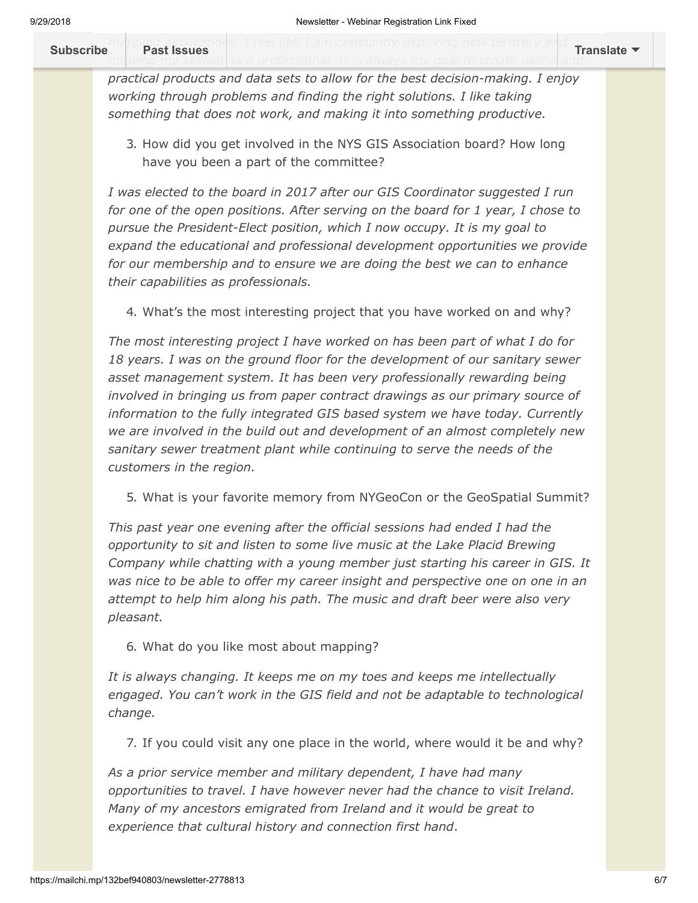mapping applications. I feel like I am constantly exploring new territory and growing my skillset as a professional. It is always my goal to create useful and practical products and data sets to allow for the best decision-making. I enjoy working through problems and finding the right solutions. I like taking something that does not work, and making it into something productive.*

3. How did you get involved in the NYS GIS Association board? How long have you been a part of the committee?

*I was elected to the board in 2017 after our GIS Coordinator suggested I run for one of the open positions. After serving on the board for 1 year, I chose to pursue the President-Elect position, which I now occupy. It is my goal to expand the educational and professional development opportunities we provide for our membership and to ensure we are doing the best we can to enhance their capabilities as professionals.*

4. What's the most interesting project that you have worked on and why?

*The most interesting project I have worked on has been part of what I do for 18 years. I was on the ground floor for the development of our sanitary sewer asset management system. It has been very professionally rewarding being involved in bringing us from paper contract drawings as our primary source of information to the fully integrated GIS based system we have today. Currently we are involved in the build out and development of an almost completely new sanitary sewer treatment plant while continuing to serve the needs of the customers in the region.*

5. What is your favorite memory from NYGeoCon or the GeoSpatial Summit?

*This past year one evening after the official sessions had ended I had the opportunity to sit and listen to some live music at the Lake Placid Brewing Company while chatting with a young member just starting his career in GIS. It was nice to be able to offer my career insight and perspective one on one in an attempt to help him along his path. The music and draft beer were also very pleasant.*

6. What do you like most about mapping?

*It is always changing. It keeps me on my toes and keeps me intellectually engaged. You can't work in the GIS field and not be adaptable to technological change.*

7. If you could visit any one place in the world, where would it be and why?

*As a prior service member and military dependent, I have had many opportunities to travel. I have however never had the chance to visit Ireland. Many of my ancestors emigrated from Ireland and it would be great to experience that cultural history and connection first hand*.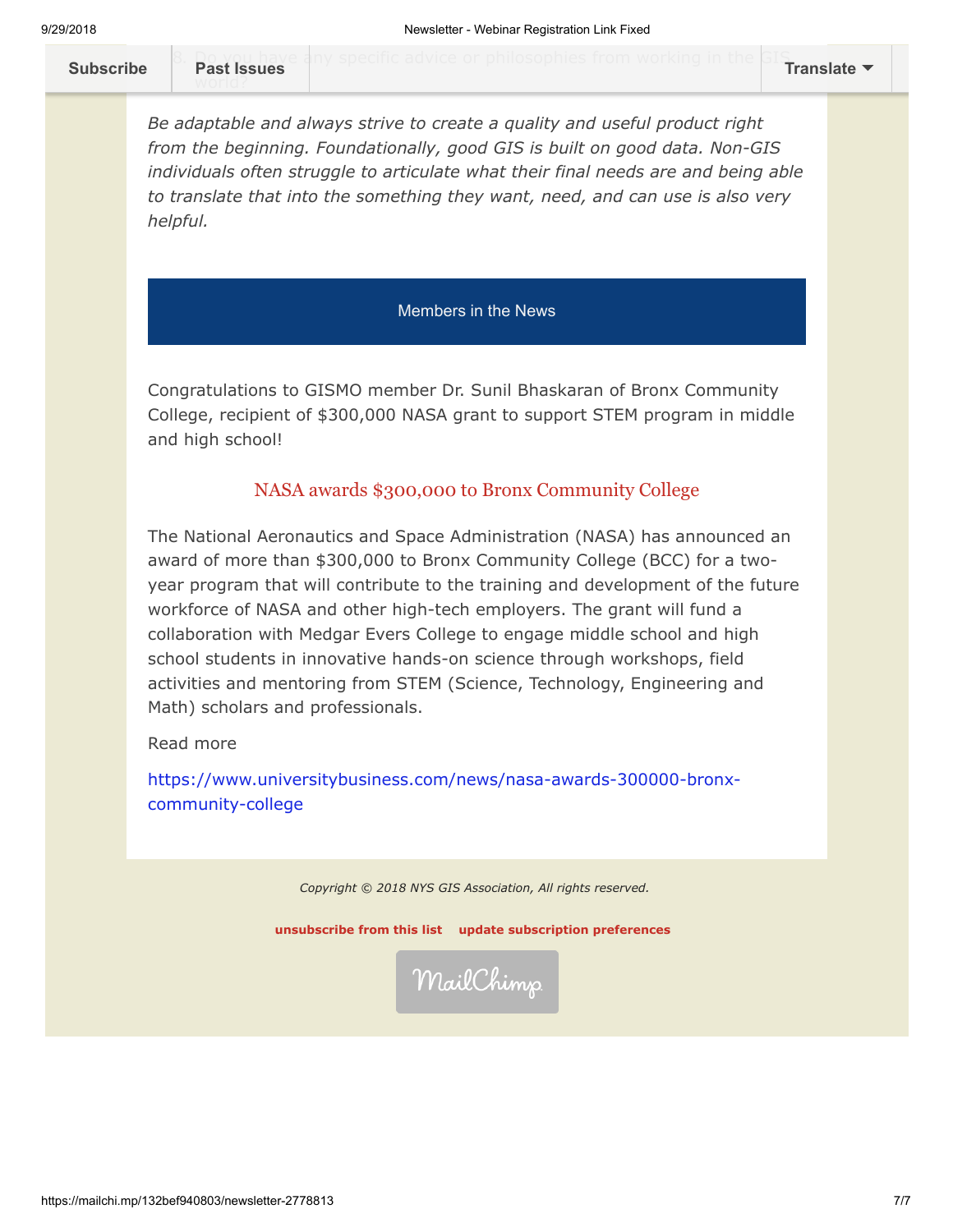8. Do you have any specific advice or philosophies from working in the GIS world?

*Be adaptable and always strive to create a quality and useful product right from the beginning. Foundationally, good GIS is built on good data. Non-GIS individuals often struggle to articulate what their final needs are and being able to translate that into the something they want, need, and can use is also very helpful.*

## Members in the News

Congratulations to GISMO member Dr. Sunil Bhaskaran of Bronx Community College, recipient of $300,000 NASA grant to support STEM program in middle and high school!

### NASA awards $300,000 to Bronx Community College

The National Aeronautics and Space Administration (NASA) has announced an award of more than $300,000 to Bronx Community College (BCC) for a two-year program that will contribute to the training and development of the future workforce of NASA and other high-tech employers. The grant will fund a collaboration with Medgar Evers College to engage middle school and high school students in innovative hands-on science through workshops, field activities and mentoring from STEM (Science, Technology, Engineering and Math) scholars and professionals.

Read more

https://www.universitybusiness.com/news/nasa-awards-300000-bronx-community-college

*Copyright © 2018 NYS GIS Association, All rights reserved.*

**unsubscribe from this list** **update subscription preferences**